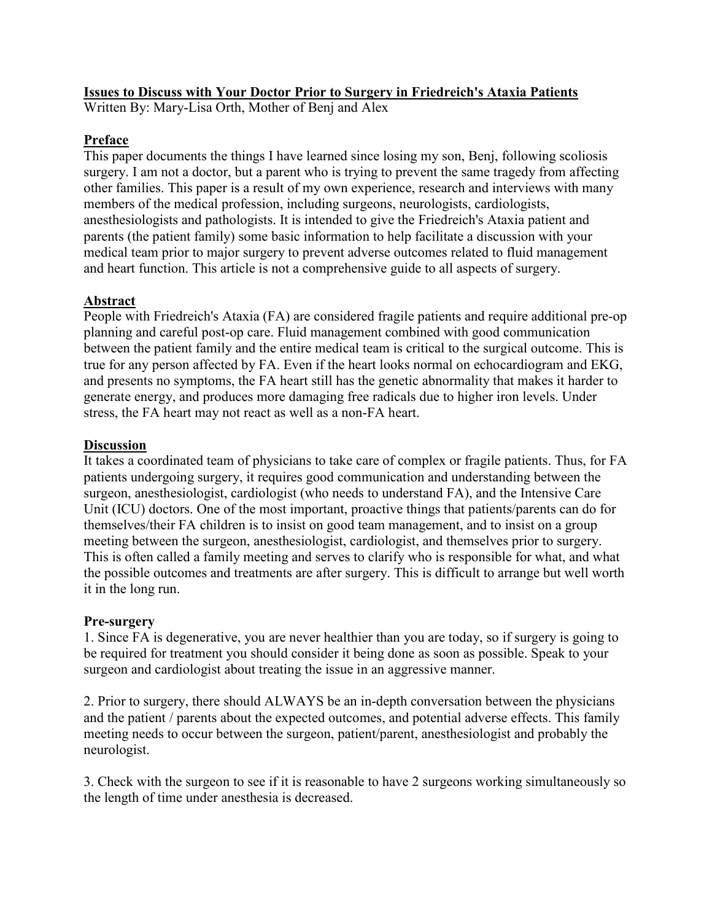# Issues to Discuss with Your Doctor Prior to Surgery in Friedreich's Ataxia Patients

Written By: Mary-Lisa Orth, Mother of Benj and Alex

## Preface

This paper documents the things I have learned since losing my son, Benj, following scoliosis surgery. I am not a doctor, but a parent who is trying to prevent the same tragedy from affecting other families. This paper is a result of my own experience, research and interviews with many members of the medical profession, including surgeons, neurologists, cardiologists, anesthesiologists and pathologists. It is intended to give the Friedreich's Ataxia patient and parents (the patient family) some basic information to help facilitate a discussion with your medical team prior to major surgery to prevent adverse outcomes related to fluid management and heart function. This article is not a comprehensive guide to all aspects of surgery.

## Abstract

People with Friedreich's Ataxia (FA) are considered fragile patients and require additional pre-op planning and careful post-op care. Fluid management combined with good communication between the patient family and the entire medical team is critical to the surgical outcome. This is true for any person affected by FA. Even if the heart looks normal on echocardiogram and EKG, and presents no symptoms, the FA heart still has the genetic abnormality that makes it harder to generate energy, and produces more damaging free radicals due to higher iron levels. Under stress, the FA heart may not react as well as a non-FA heart.

## Discussion

It takes a coordinated team of physicians to take care of complex or fragile patients. Thus, for FA patients undergoing surgery, it requires good communication and understanding between the surgeon, anesthesiologist, cardiologist (who needs to understand FA), and the Intensive Care Unit (ICU) doctors. One of the most important, proactive things that patients/parents can do for themselves/their FA children is to insist on good team management, and to insist on a group meeting between the surgeon, anesthesiologist, cardiologist, and themselves prior to surgery. This is often called a family meeting and serves to clarify who is responsible for what, and what the possible outcomes and treatments are after surgery. This is difficult to arrange but well worth it in the long run.

### Pre-surgery

1. Since FA is degenerative, you are never healthier than you are today, so if surgery is going to be required for treatment you should consider it being done as soon as possible. Speak to your surgeon and cardiologist about treating the issue in an aggressive manner.

2. Prior to surgery, there should ALWAYS be an in-depth conversation between the physicians and the patient / parents about the expected outcomes, and potential adverse effects. This family meeting needs to occur between the surgeon, patient/parent, anesthesiologist and probably the neurologist.

3. Check with the surgeon to see if it is reasonable to have 2 surgeons working simultaneously so the length of time under anesthesia is decreased.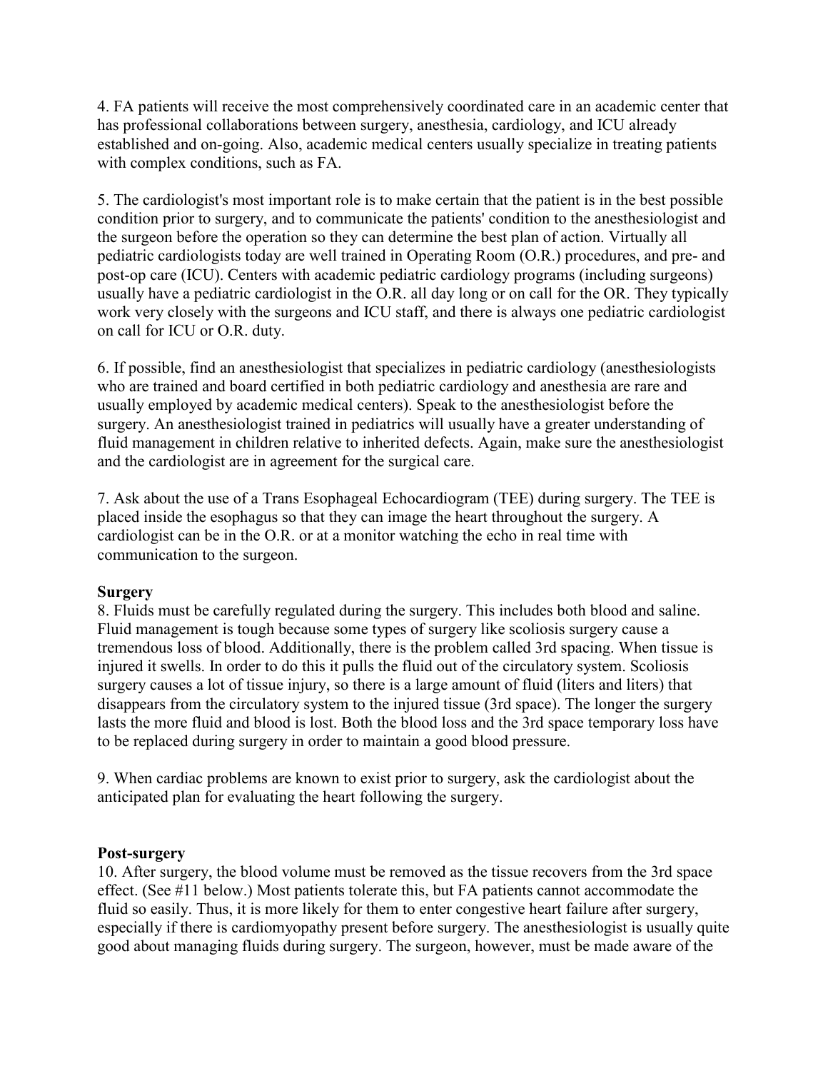4. FA patients will receive the most comprehensively coordinated care in an academic center that has professional collaborations between surgery, anesthesia, cardiology, and ICU already established and on-going. Also, academic medical centers usually specialize in treating patients with complex conditions, such as FA.

5. The cardiologist's most important role is to make certain that the patient is in the best possible condition prior to surgery, and to communicate the patients' condition to the anesthesiologist and the surgeon before the operation so they can determine the best plan of action. Virtually all pediatric cardiologists today are well trained in Operating Room (O.R.) procedures, and pre- and post-op care (ICU). Centers with academic pediatric cardiology programs (including surgeons) usually have a pediatric cardiologist in the O.R. all day long or on call for the OR. They typically work very closely with the surgeons and ICU staff, and there is always one pediatric cardiologist on call for ICU or O.R. duty.

6. If possible, find an anesthesiologist that specializes in pediatric cardiology (anesthesiologists who are trained and board certified in both pediatric cardiology and anesthesia are rare and usually employed by academic medical centers). Speak to the anesthesiologist before the surgery. An anesthesiologist trained in pediatrics will usually have a greater understanding of fluid management in children relative to inherited defects. Again, make sure the anesthesiologist and the cardiologist are in agreement for the surgical care.

7. Ask about the use of a Trans Esophageal Echocardiogram (TEE) during surgery. The TEE is placed inside the esophagus so that they can image the heart throughout the surgery. A cardiologist can be in the O.R. or at a monitor watching the echo in real time with communication to the surgeon.

**Surgery**

8. Fluids must be carefully regulated during the surgery. This includes both blood and saline. Fluid management is tough because some types of surgery like scoliosis surgery cause a tremendous loss of blood. Additionally, there is the problem called 3rd spacing. When tissue is injured it swells. In order to do this it pulls the fluid out of the circulatory system. Scoliosis surgery causes a lot of tissue injury, so there is a large amount of fluid (liters and liters) that disappears from the circulatory system to the injured tissue (3rd space). The longer the surgery lasts the more fluid and blood is lost. Both the blood loss and the 3rd space temporary loss have to be replaced during surgery in order to maintain a good blood pressure.

9. When cardiac problems are known to exist prior to surgery, ask the cardiologist about the anticipated plan for evaluating the heart following the surgery.

**Post-surgery**

10. After surgery, the blood volume must be removed as the tissue recovers from the 3rd space effect. (See #11 below.) Most patients tolerate this, but FA patients cannot accommodate the fluid so easily. Thus, it is more likely for them to enter congestive heart failure after surgery, especially if there is cardiomyopathy present before surgery. The anesthesiologist is usually quite good about managing fluids during surgery. The surgeon, however, must be made aware of the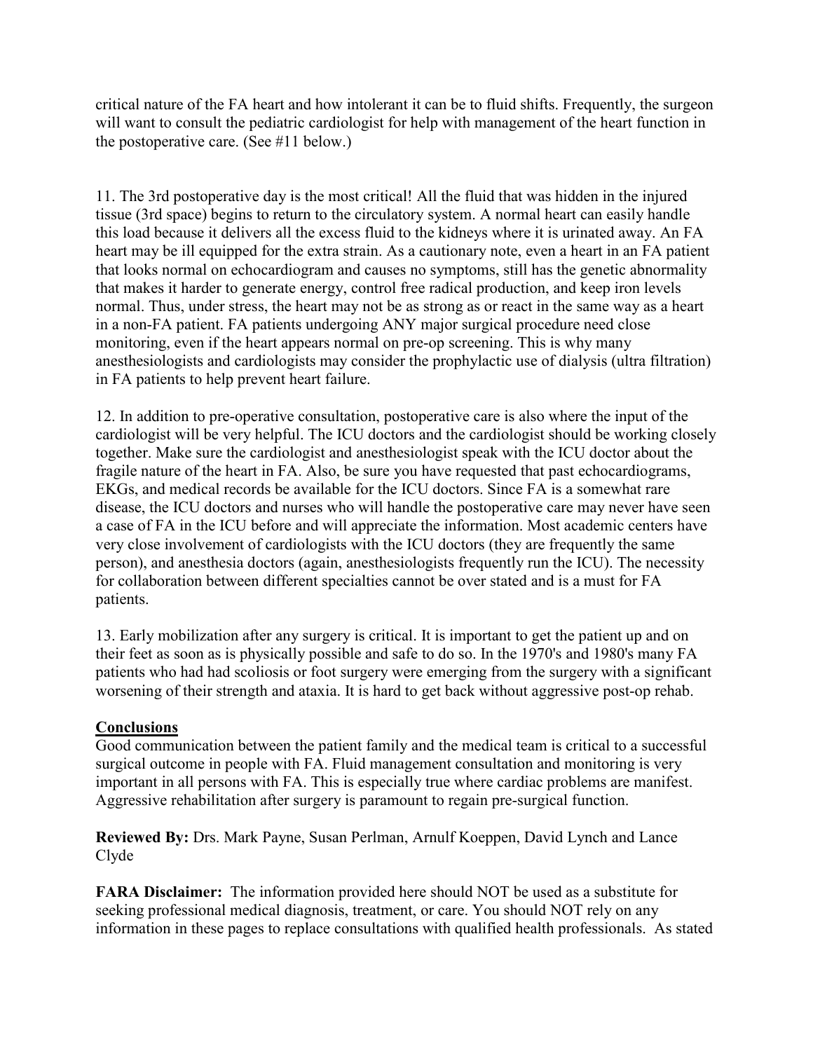critical nature of the FA heart and how intolerant it can be to fluid shifts. Frequently, the surgeon will want to consult the pediatric cardiologist for help with management of the heart function in the postoperative care. (See #11 below.)

11. The 3rd postoperative day is the most critical! All the fluid that was hidden in the injured tissue (3rd space) begins to return to the circulatory system. A normal heart can easily handle this load because it delivers all the excess fluid to the kidneys where it is urinated away. An FA heart may be ill equipped for the extra strain. As a cautionary note, even a heart in an FA patient that looks normal on echocardiogram and causes no symptoms, still has the genetic abnormality that makes it harder to generate energy, control free radical production, and keep iron levels normal. Thus, under stress, the heart may not be as strong as or react in the same way as a heart in a non-FA patient. FA patients undergoing ANY major surgical procedure need close monitoring, even if the heart appears normal on pre-op screening. This is why many anesthesiologists and cardiologists may consider the prophylactic use of dialysis (ultra filtration) in FA patients to help prevent heart failure.

12. In addition to pre-operative consultation, postoperative care is also where the input of the cardiologist will be very helpful. The ICU doctors and the cardiologist should be working closely together. Make sure the cardiologist and anesthesiologist speak with the ICU doctor about the fragile nature of the heart in FA. Also, be sure you have requested that past echocardiograms, EKGs, and medical records be available for the ICU doctors. Since FA is a somewhat rare disease, the ICU doctors and nurses who will handle the postoperative care may never have seen a case of FA in the ICU before and will appreciate the information. Most academic centers have very close involvement of cardiologists with the ICU doctors (they are frequently the same person), and anesthesia doctors (again, anesthesiologists frequently run the ICU). The necessity for collaboration between different specialties cannot be over stated and is a must for FA patients.

13. Early mobilization after any surgery is critical. It is important to get the patient up and on their feet as soon as is physically possible and safe to do so. In the 1970's and 1980's many FA patients who had had scoliosis or foot surgery were emerging from the surgery with a significant worsening of their strength and ataxia. It is hard to get back without aggressive post-op rehab.

## Conclusions

Good communication between the patient family and the medical team is critical to a successful surgical outcome in people with FA. Fluid management consultation and monitoring is very important in all persons with FA. This is especially true where cardiac problems are manifest. Aggressive rehabilitation after surgery is paramount to regain pre-surgical function.

**Reviewed By:** Drs. Mark Payne, Susan Perlman, Arnulf Koeppen, David Lynch and Lance Clyde

**FARA Disclaimer:** The information provided here should NOT be used as a substitute for seeking professional medical diagnosis, treatment, or care. You should NOT rely on any information in these pages to replace consultations with qualified health professionals. As stated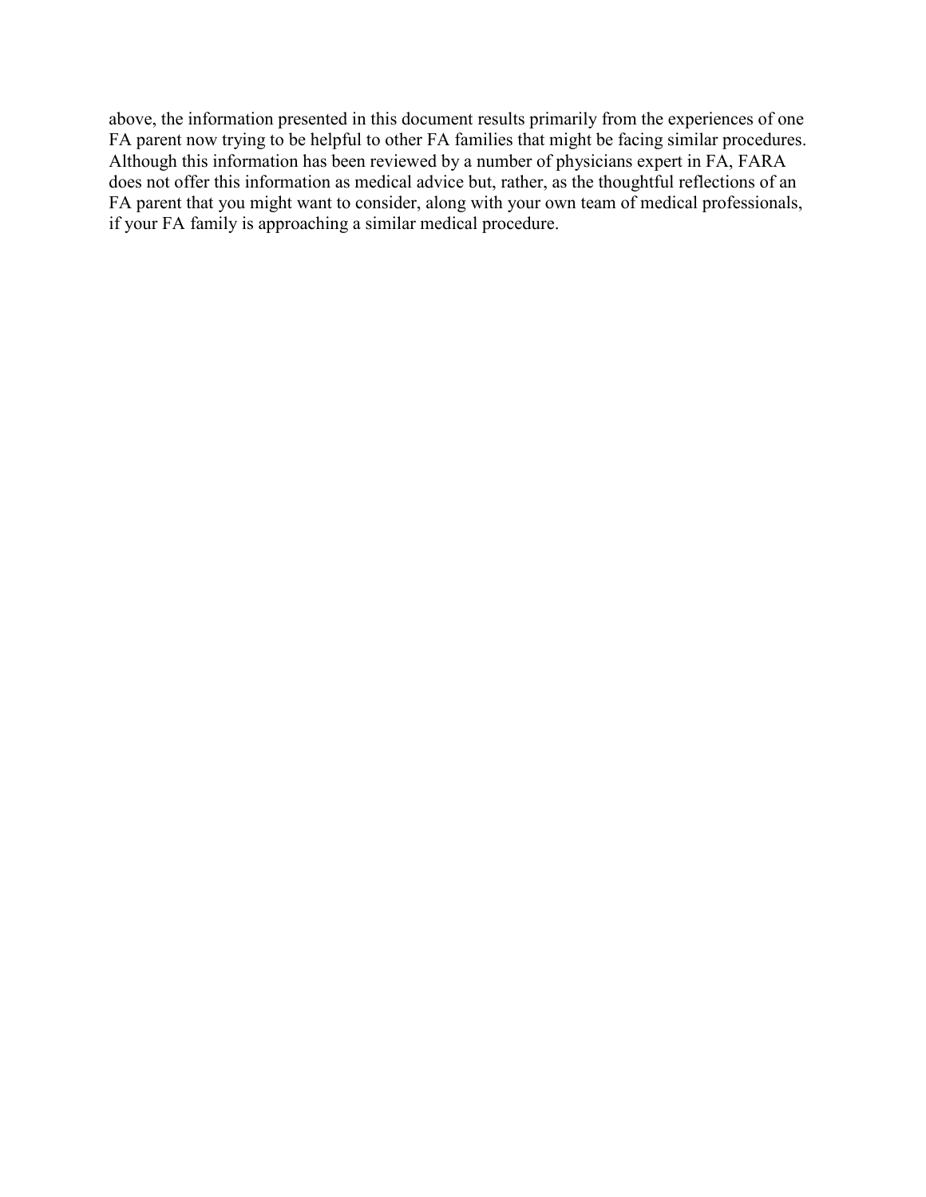above, the information presented in this document results primarily from the experiences of one FA parent now trying to be helpful to other FA families that might be facing similar procedures. Although this information has been reviewed by a number of physicians expert in FA, FARA does not offer this information as medical advice but, rather, as the thoughtful reflections of an FA parent that you might want to consider, along with your own team of medical professionals, if your FA family is approaching a similar medical procedure.